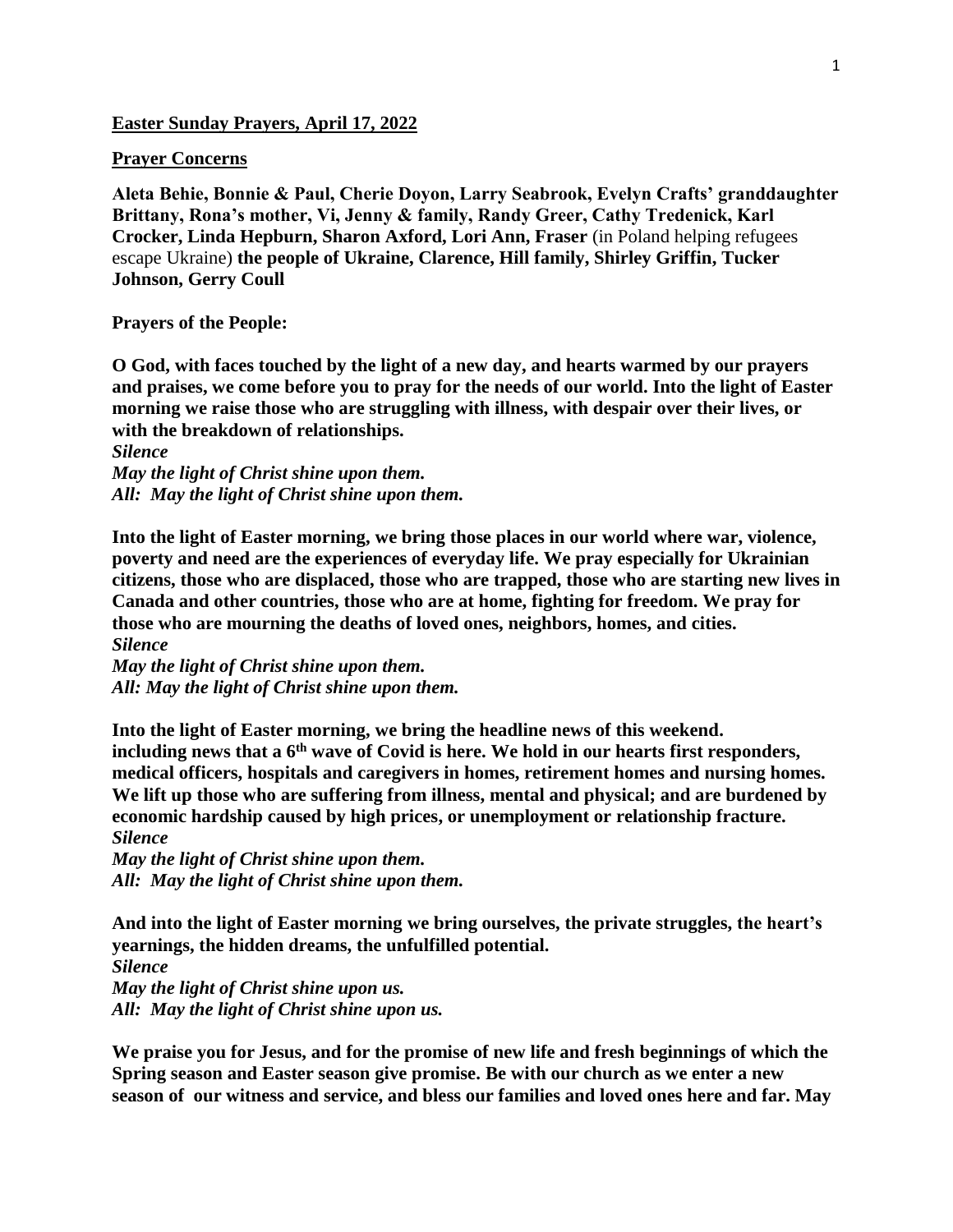**Easter Sunday Prayers, April 17, 2022**

**Prayer Concerns**

**Aleta Behie, Bonnie & Paul, Cherie Doyon, Larry Seabrook, Evelyn Crafts' granddaughter Brittany, Rona's mother, Vi, Jenny & family, Randy Greer, Cathy Tredenick, Karl Crocker, Linda Hepburn, Sharon Axford, Lori Ann, Fraser** (in Poland helping refugees escape Ukraine) **the people of Ukraine, Clarence, Hill family, Shirley Griffin, Tucker Johnson, Gerry Coull**

**Prayers of the People:**

**O God, with faces touched by the light of a new day, and hearts warmed by our prayers and praises, we come before you to pray for the needs of our world. Into the light of Easter morning we raise those who are struggling with illness, with despair over their lives, or with the breakdown of relationships.**

***Silence***

***May the light of Christ shine upon them.***

***All: May the light of Christ shine upon them.***

**Into the light of Easter morning, we bring those places in our world where war, violence, poverty and need are the experiences of everyday life. We pray especially for Ukrainian citizens, those who are displaced, those who are trapped, those who are starting new lives in Canada and other countries, those who are at home, fighting for freedom. We pray for those who are mourning the deaths of loved ones, neighbors, homes, and cities.**

***Silence***

***May the light of Christ shine upon them.***

***All: May the light of Christ shine upon them.***

**Into the light of Easter morning, we bring the headline news of this weekend. including news that a 6th wave of Covid is here. We hold in our hearts first responders, medical officers, hospitals and caregivers in homes, retirement homes and nursing homes. We lift up those who are suffering from illness, mental and physical; and are burdened by economic hardship caused by high prices, or unemployment or relationship fracture.**

***Silence***

***May the light of Christ shine upon them.***

***All: May the light of Christ shine upon them.***

**And into the light of Easter morning we bring ourselves, the private struggles, the heart's yearnings, the hidden dreams, the unfulfilled potential.**

***Silence***

***May the light of Christ shine upon us.***

***All: May the light of Christ shine upon us.***

**We praise you for Jesus, and for the promise of new life and fresh beginnings of which the Spring season and Easter season give promise. Be with our church as we enter a new season of our witness and service, and bless our families and loved ones here and far. May**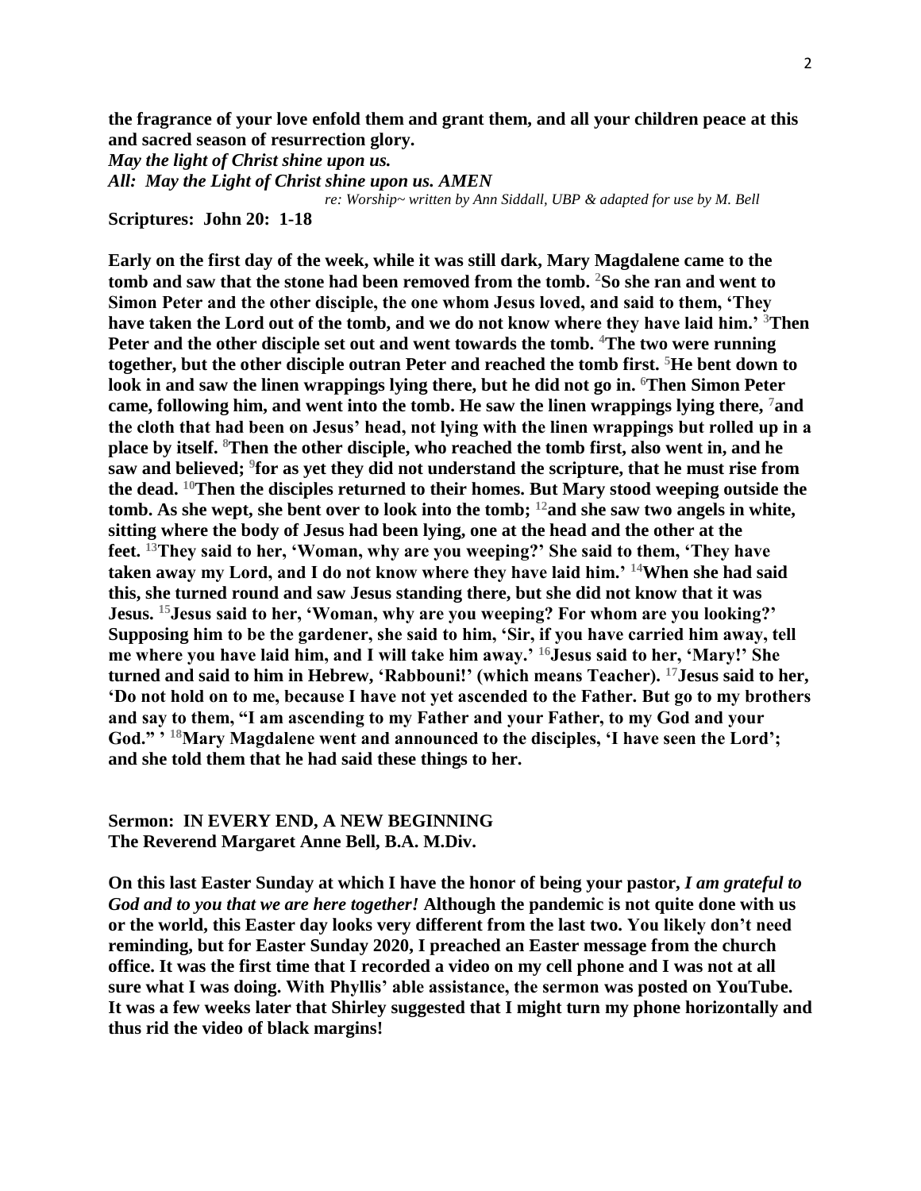**the fragrance of your love enfold them and grant them, and all your children peace at this and sacred season of resurrection glory.**

***May the light of Christ shine upon us.***

***All: May the Light of Christ shine upon us. AMEN***

*re: Worship~ written by Ann Siddall, UBP & adapted for use by M. Bell*

**Scriptures: John 20: 1-18**

**Early on the first day of the week, while it was still dark, Mary Magdalene came to the tomb and saw that the stone had been removed from the tomb. [2]So she ran and went to Simon Peter and the other disciple, the one whom Jesus loved, and said to them, 'They have taken the Lord out of the tomb, and we do not know where they have laid him.' [3]Then Peter and the other disciple set out and went towards the tomb. [4]The two were running together, but the other disciple outran Peter and reached the tomb first. [5]He bent down to look in and saw the linen wrappings lying there, but he did not go in. [6]Then Simon Peter came, following him, and went into the tomb. He saw the linen wrappings lying there, [7]and the cloth that had been on Jesus' head, not lying with the linen wrappings but rolled up in a place by itself. [8]Then the other disciple, who reached the tomb first, also went in, and he saw and believed; [9]for as yet they did not understand the scripture, that he must rise from the dead. [10]Then the disciples returned to their homes. But Mary stood weeping outside the tomb. As she wept, she bent over to look into the tomb; [12]and she saw two angels in white, sitting where the body of Jesus had been lying, one at the head and the other at the feet. [13]They said to her, 'Woman, why are you weeping?' She said to them, 'They have taken away my Lord, and I do not know where they have laid him.' [14]When she had said this, she turned round and saw Jesus standing there, but she did not know that it was Jesus. [15]Jesus said to her, 'Woman, why are you weeping? For whom are you looking?' Supposing him to be the gardener, she said to him, 'Sir, if you have carried him away, tell me where you have laid him, and I will take him away.' [16]Jesus said to her, 'Mary!' She turned and said to him in Hebrew, 'Rabbouni!' (which means Teacher). [17]Jesus said to her, 'Do not hold on to me, because I have not yet ascended to the Father. But go to my brothers and say to them, "I am ascending to my Father and your Father, to my God and your God." ' [18]Mary Magdalene went and announced to the disciples, 'I have seen the Lord'; and she told them that he had said these things to her.**

**Sermon: IN EVERY END, A NEW BEGINNING**
**The Reverend Margaret Anne Bell, B.A. M.Div.**

**On this last Easter Sunday at which I have the honor of being your pastor, *I am grateful to God and to you that we are here together!* Although the pandemic is not quite done with us or the world, this Easter day looks very different from the last two. You likely don't need reminding, but for Easter Sunday 2020, I preached an Easter message from the church office. It was the first time that I recorded a video on my cell phone and I was not at all sure what I was doing. With Phyllis' able assistance, the sermon was posted on YouTube. It was a few weeks later that Shirley suggested that I might turn my phone horizontally and thus rid the video of black margins!**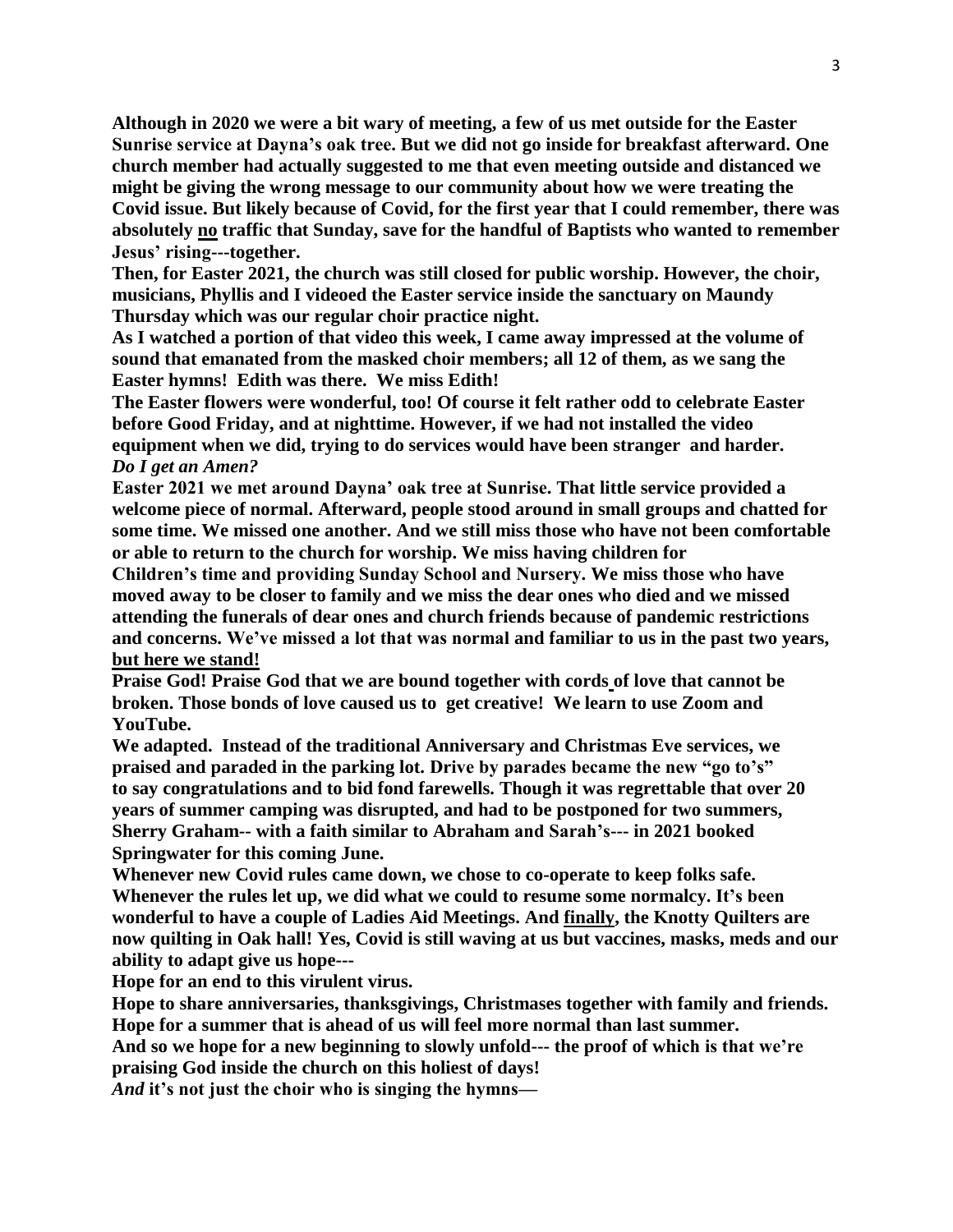**Although in 2020 we were a bit wary of meeting, a few of us met outside for the Easter Sunrise service at Dayna's oak tree. But we did not go inside for breakfast afterward. One church member had actually suggested to me that even meeting outside and distanced we might be giving the wrong message to our community about how we were treating the Covid issue. But likely because of Covid, for the first year that I could remember, there was absolutely <u>no</u> traffic that Sunday, save for the handful of Baptists who wanted to remember Jesus' rising---together.**

**Then, for Easter 2021, the church was still closed for public worship. However, the choir, musicians, Phyllis and I videoed the Easter service inside the sanctuary on Maundy Thursday which was our regular choir practice night.**

**As I watched a portion of that video this week, I came away impressed at the volume of sound that emanated from the masked choir members; all 12 of them, as we sang the Easter hymns! Edith was there. We miss Edith!**

**The Easter flowers were wonderful, too! Of course it felt rather odd to celebrate Easter before Good Friday, and at nighttime. However, if we had not installed the video equipment when we did, trying to do services would have been stranger and harder.**
***Do I get an Amen?***

**Easter 2021 we met around Dayna' oak tree at Sunrise. That little service provided a welcome piece of normal. Afterward, people stood around in small groups and chatted for some time. We missed one another. And we still miss those who have not been comfortable or able to return to the church for worship. We miss having children for Children's time and providing Sunday School and Nursery. We miss those who have moved away to be closer to family and we miss the dear ones who died and we missed attending the funerals of dear ones and church friends because of pandemic restrictions and concerns. We've missed a lot that was normal and familiar to us in the past two years, <u>but here we stand!</u>**

**Praise God! Praise God that we are bound together with cords of love that cannot be broken. Those bonds of love caused us to get creative! We learn to use Zoom and YouTube.**

**We adapted. Instead of the traditional Anniversary and Christmas Eve services, we praised and paraded in the parking lot. Drive by parades became the new "go to's" to say congratulations and to bid fond farewells. Though it was regrettable that over 20 years of summer camping was disrupted, and had to be postponed for two summers, Sherry Graham-- with a faith similar to Abraham and Sarah's--- in 2021 booked Springwater for this coming June.**

**Whenever new Covid rules came down, we chose to co-operate to keep folks safe. Whenever the rules let up, we did what we could to resume some normalcy. It's been wonderful to have a couple of Ladies Aid Meetings. And <u>finally</u>, the Knotty Quilters are now quilting in Oak hall! Yes, Covid is still waving at us but vaccines, masks, meds and our ability to adapt give us hope---**

**Hope for an end to this virulent virus.**

**Hope to share anniversaries, thanksgivings, Christmases together with family and friends.**

**Hope for a summer that is ahead of us will feel more normal than last summer.**

**And so we hope for a new beginning to slowly unfold--- the proof of which is that we're praising God inside the church on this holiest of days!**

***And* it's not just the choir who is singing the hymns—**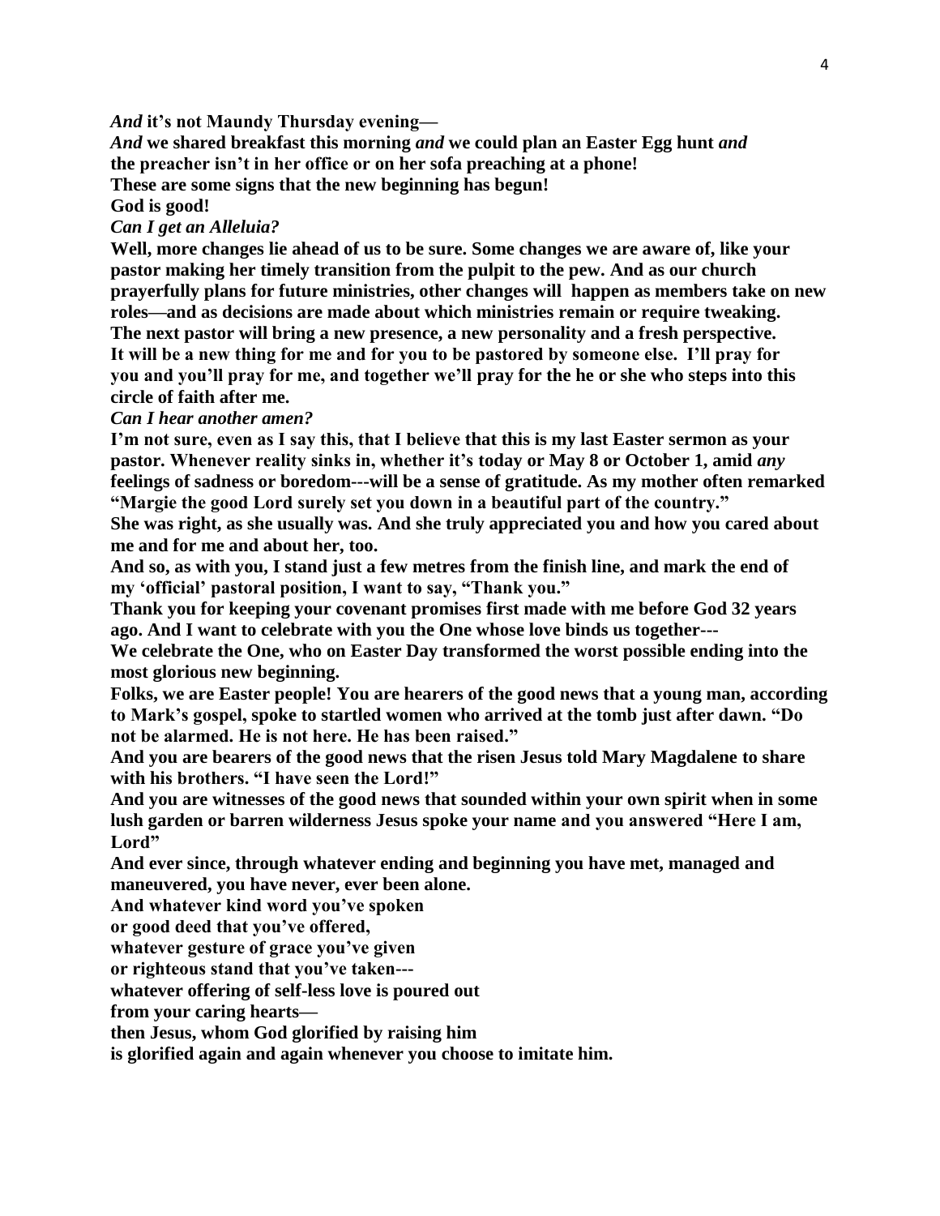***And*** **it's not Maundy Thursday evening—**
***And*** **we shared breakfast this morning** ***and*** **we could plan an Easter Egg hunt** ***and*** **the preacher isn't in her office or on her sofa preaching at a phone!**
**These are some signs that the new beginning has begun!**
**God is good!**
***Can I get an Alleluia?***
**Well, more changes lie ahead of us to be sure. Some changes we are aware of, like your pastor making her timely transition from the pulpit to the pew. And as our church prayerfully plans for future ministries, other changes will happen as members take on new roles—and as decisions are made about which ministries remain or require tweaking. The next pastor will bring a new presence, a new personality and a fresh perspective. It will be a new thing for me and for you to be pastored by someone else. I'll pray for you and you'll pray for me, and together we'll pray for the he or she who steps into this circle of faith after me.**
***Can I hear another amen?***
**I'm not sure, even as I say this, that I believe that this is my last Easter sermon as your pastor. Whenever reality sinks in, whether it's today or May 8 or October 1, amid** ***any*** **feelings of sadness or boredom---will be a sense of gratitude. As my mother often remarked "Margie the good Lord surely set you down in a beautiful part of the country."**
**She was right, as she usually was. And she truly appreciated you and how you cared about me and for me and about her, too.**
**And so, as with you, I stand just a few metres from the finish line, and mark the end of my 'official' pastoral position, I want to say, "Thank you."**
**Thank you for keeping your covenant promises first made with me before God 32 years ago. And I want to celebrate with you the One whose love binds us together---**
**We celebrate the One, who on Easter Day transformed the worst possible ending into the most glorious new beginning.**
**Folks, we are Easter people! You are hearers of the good news that a young man, according to Mark's gospel, spoke to startled women who arrived at the tomb just after dawn. "Do not be alarmed. He is not here. He has been raised."**
**And you are bearers of the good news that the risen Jesus told Mary Magdalene to share with his brothers. "I have seen the Lord!"**
**And you are witnesses of the good news that sounded within your own spirit when in some lush garden or barren wilderness Jesus spoke your name and you answered "Here I am, Lord"**
**And ever since, through whatever ending and beginning you have met, managed and maneuvered, you have never, ever been alone.**
**And whatever kind word you've spoken**
**or good deed that you've offered,**
**whatever gesture of grace you've given**
**or righteous stand that you've taken---**
**whatever offering of self-less love is poured out**
**from your caring hearts—**
**then Jesus, whom God glorified by raising him**
**is glorified again and again whenever you choose to imitate him.**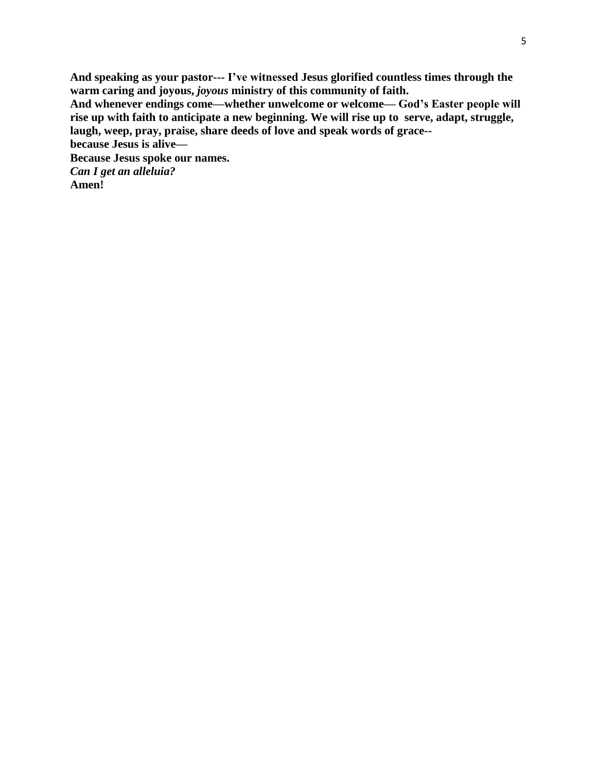**And speaking as your pastor--- I've witnessed Jesus glorified countless times through the warm caring and joyous, *joyous* ministry of this community of faith.**
**And whenever endings come—whether unwelcome or welcome— God's Easter people will rise up with faith to anticipate a new beginning. We will rise up to serve, adapt, struggle, laugh, weep, pray, praise, share deeds of love and speak words of grace--**
**because Jesus is alive—**
**Because Jesus spoke our names.**
***Can I get an alleluia?***
**Amen!**